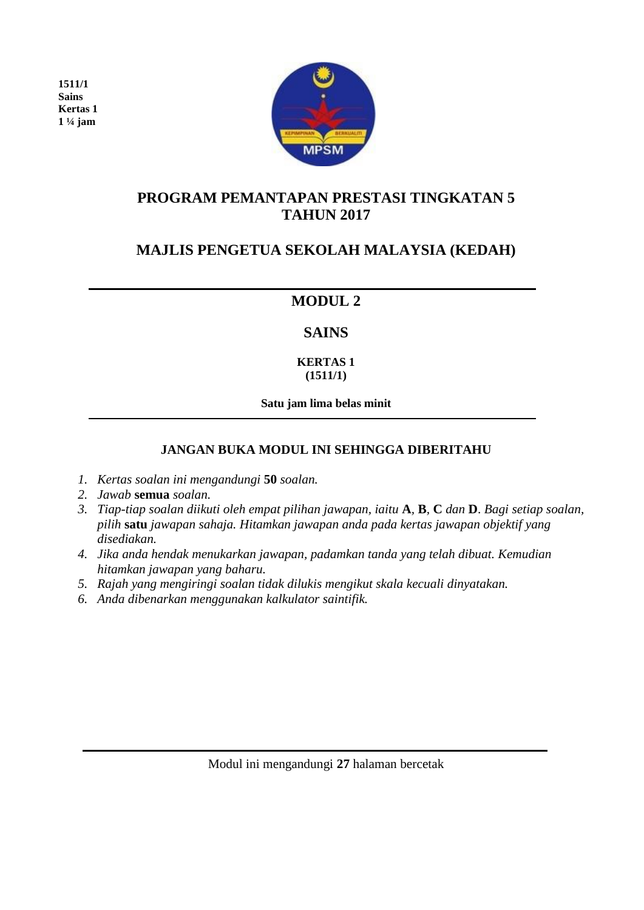**1511/1**
**Sains**
**Kertas 1**
**1 ¼ jam**

# PROGRAM PEMANTAPAN PRESTASI TINGKATAN 5 TAHUN 2017

# MAJLIS PENGETUA SEKOLAH MALAYSIA (KEDAH)

## MODUL 2

## SAINS

**KERTAS 1**
**(1511/1)**

**Satu jam lima belas minit**

**JANGAN BUKA MODUL INI SEHINGGA DIBERITAHU**

1. *Kertas soalan ini mengandungi* **50** *soalan.*
2. *Jawab* **semua** *soalan.*
3. *Tiap-tiap soalan diikuti oleh empat pilihan jawapan, iaitu* **A**, **B**, **C** *dan* **D**. *Bagi setiap soalan, pilih* **satu** *jawapan sahaja. Hitamkan jawapan anda pada kertas jawapan objektif yang disediakan.*
4. *Jika anda hendak menukarkan jawapan, padamkan tanda yang telah dibuat. Kemudian hitamkan jawapan yang baharu.*
5. *Rajah yang mengiringi soalan tidak dilukis mengikut skala kecuali dinyatakan.*
6. *Anda dibenarkan menggunakan kalkulator saintifik.*

Modul ini mengandungi **27** halaman bercetak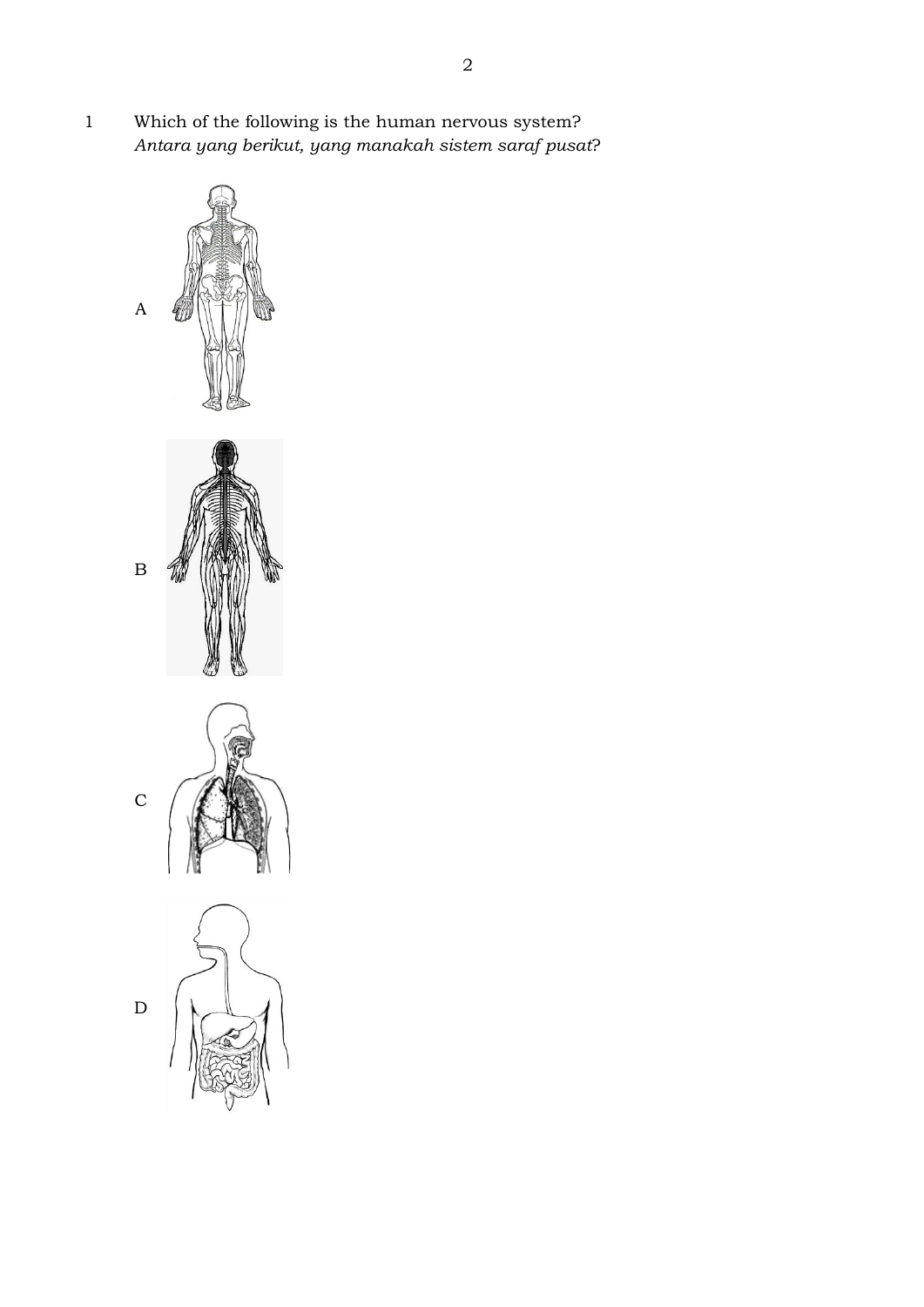1 Which of the following is the human nervous system?
*Antara yang berikut, yang manakah sistem saraf pusat?*

A

B

C

D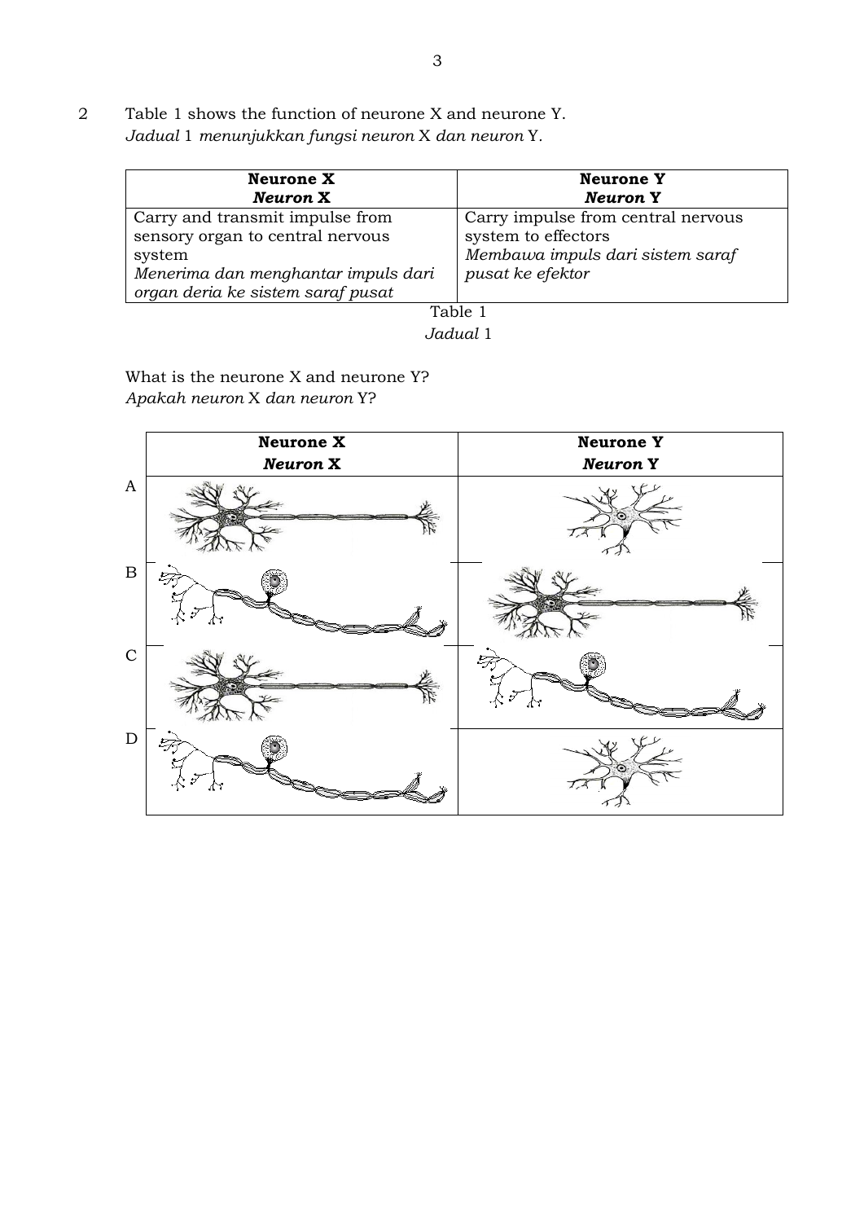2 Table 1 shows the function of neurone X and neurone Y.
*Jadual* 1 *menunjukkan fungsi neuron* X *dan neuron* Y.

| **Neurone X** <br> ***Neuron* X** | **Neurone Y** <br> ***Neuron* Y** |
| --- | --- |
| Carry and transmit impulse from sensory organ to central nervous system <br> *Menerima dan menghantar impuls dari organ deria ke sistem saraf pusat* | Carry impulse from central nervous system to effectors <br> *Membawa impuls dari sistem saraf pusat ke efektor* |

Table 1
*Jadual* 1

What is the neurone X and neurone Y?
*Apakah neuron* X *dan neuron* Y?

| | **Neurone X** <br> ***Neuron* X** | **Neurone Y** <br> ***Neuron* Y** |
| --- | --- | --- |
| A | | |
| B | | |
| C | | |
| D | | |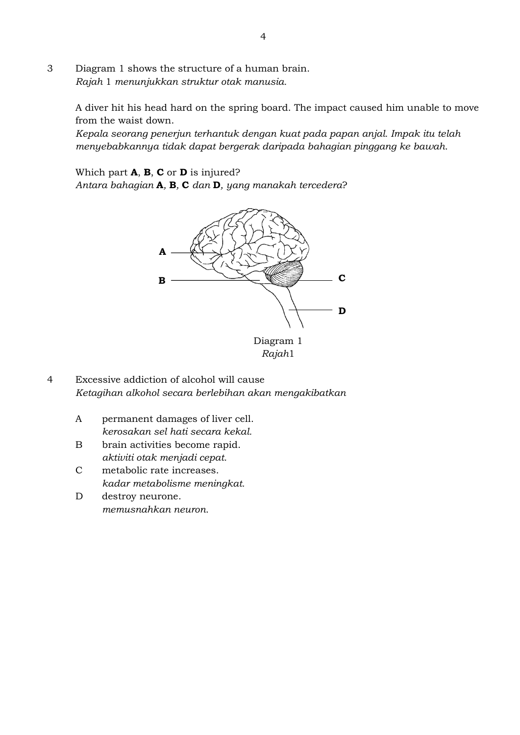3 Diagram 1 shows the structure of a human brain.
*Rajah 1 menunjukkan struktur otak manusia.*

A diver hit his head hard on the spring board. The impact caused him unable to move from the waist down.
*Kepala seorang penerjun terhantuk dengan kuat pada papan anjal. Impak itu telah menyebabkannya tidak dapat bergerak daripada bahagian pinggang ke bawah.*

Which part **A**, **B**, **C** or **D** is injured?
*Antara bahagian* **A**, **B**, **C** *dan* **D**, *yang manakah tercedera?*

Diagram 1
*Rajah1*

4 Excessive addiction of alcohol will cause
*Ketagihan alkohol secara berlebihan akan mengakibatkan*

A permanent damages of liver cell.
*kerosakan sel hati secara kekal.*

B brain activities become rapid.
*aktiviti otak menjadi cepat.*

C metabolic rate increases.
*kadar metabolisme meningkat.*

D destroy neurone.
*memusnahkan neuron.*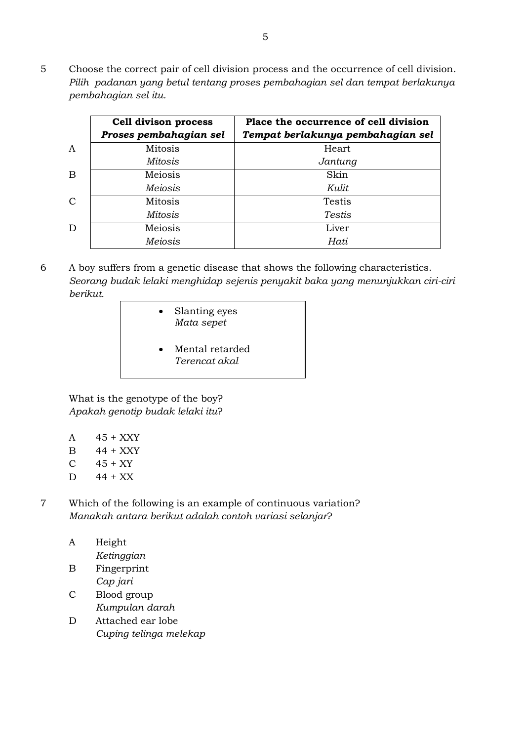5 Choose the correct pair of cell division process and the occurrence of cell division.
*Pilih padanan yang betul tentang proses pembahagian sel dan tempat berlakunya pembahagian sel itu.*

| | **Cell divison process** ***Proses pembahagian sel*** | **Place the occurrence of cell division** ***Tempat berlakunya pembahagian sel*** |
|---|---|---|
| A | Mitosis *Mitosis* | Heart *Jantung* |
| B | Meiosis *Meiosis* | Skin *Kulit* |
| C | Mitosis *Mitosis* | Testis *Testis* |
| D | Meiosis *Meiosis* | Liver *Hati* |

6 A boy suffers from a genetic disease that shows the following characteristics.
*Seorang budak lelaki menghidap sejenis penyakit baka yang menunjukkan ciri-ciri berikut.*

- Slanting eyes
  *Mata sepet*
- Mental retarded
  *Terencat akal*

What is the genotype of the boy?
*Apakah genotip budak lelaki itu*?

A 45 + XXY
B 44 + XXY
C 45 + XY
D 44 + XX

7 Which of the following is an example of continuous variation?
*Manakah antara berikut adalah contoh variasi selanjar*?

A Height
*Ketinggian*
B Fingerprint
*Cap jari*
C Blood group
*Kumpulan darah*
D Attached ear lobe
*Cuping telinga melekap*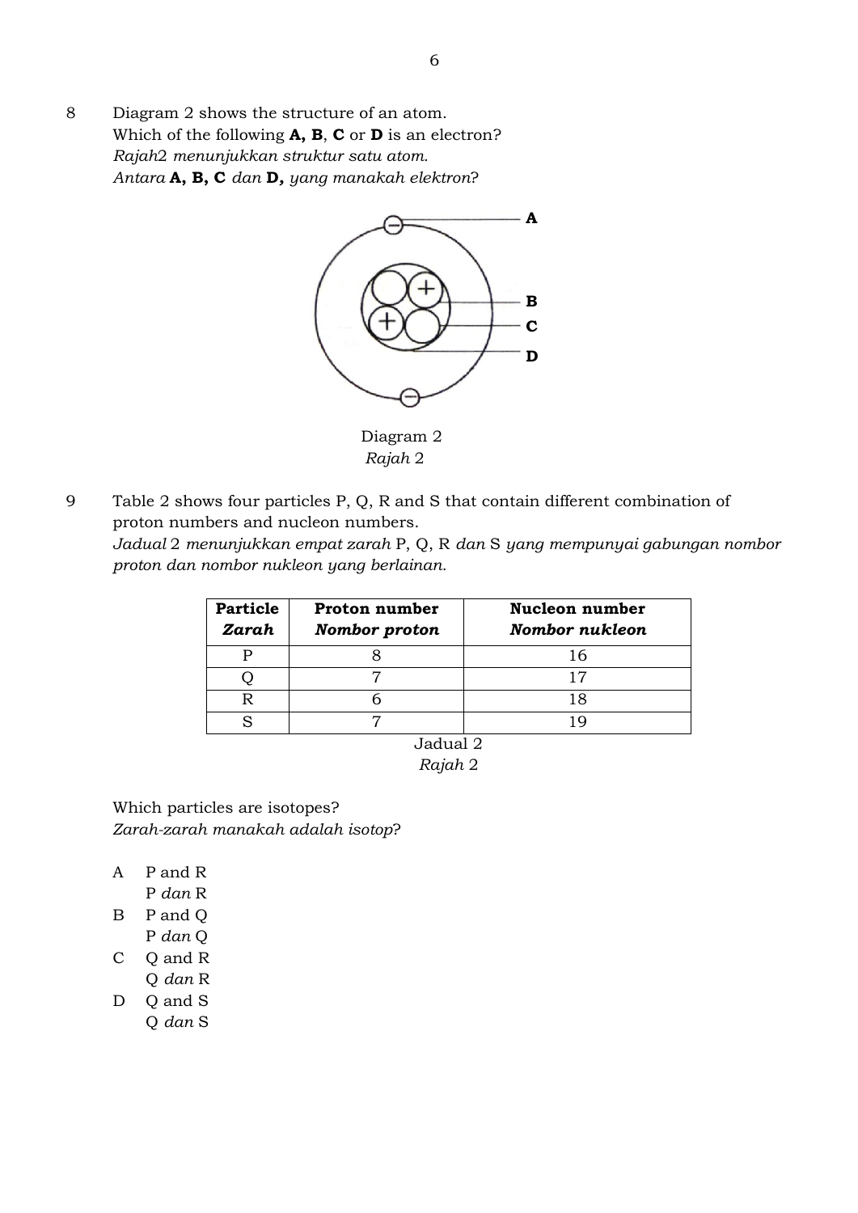8 Diagram 2 shows the structure of an atom.
Which of the following **A**, **B**, **C** or **D** is an electron?
*Rajah*2 *menunjukkan struktur satu atom.*
*Antara* **A, B, C** *dan* **D,** *yang manakah elektron*?

A

B

C

D

Diagram 2
*Rajah* 2

9 Table 2 shows four particles P, Q, R and S that contain different combination of proton numbers and nucleon numbers.
*Jadual* 2 *menunjukkan empat zarah* P, Q, R *dan* S *yang mempunyai gabungan nombor proton dan nombor nukleon yang berlainan.*

| **Particle** *Zarah* | **Proton number** *Nombor proton* | **Nucleon number** *Nombor nukleon* |
|---|---|---|
| P | 8 | 16 |
| Q | 7 | 17 |
| R | 6 | 18 |
| S | 7 | 19 |

Jadual 2
*Rajah* 2

Which particles are isotopes?
*Zarah-zarah manakah adalah isotop*?

A P and R
P *dan* R

B P and Q
P *dan* Q

C Q and R
Q *dan* R

D Q and S
Q *dan* S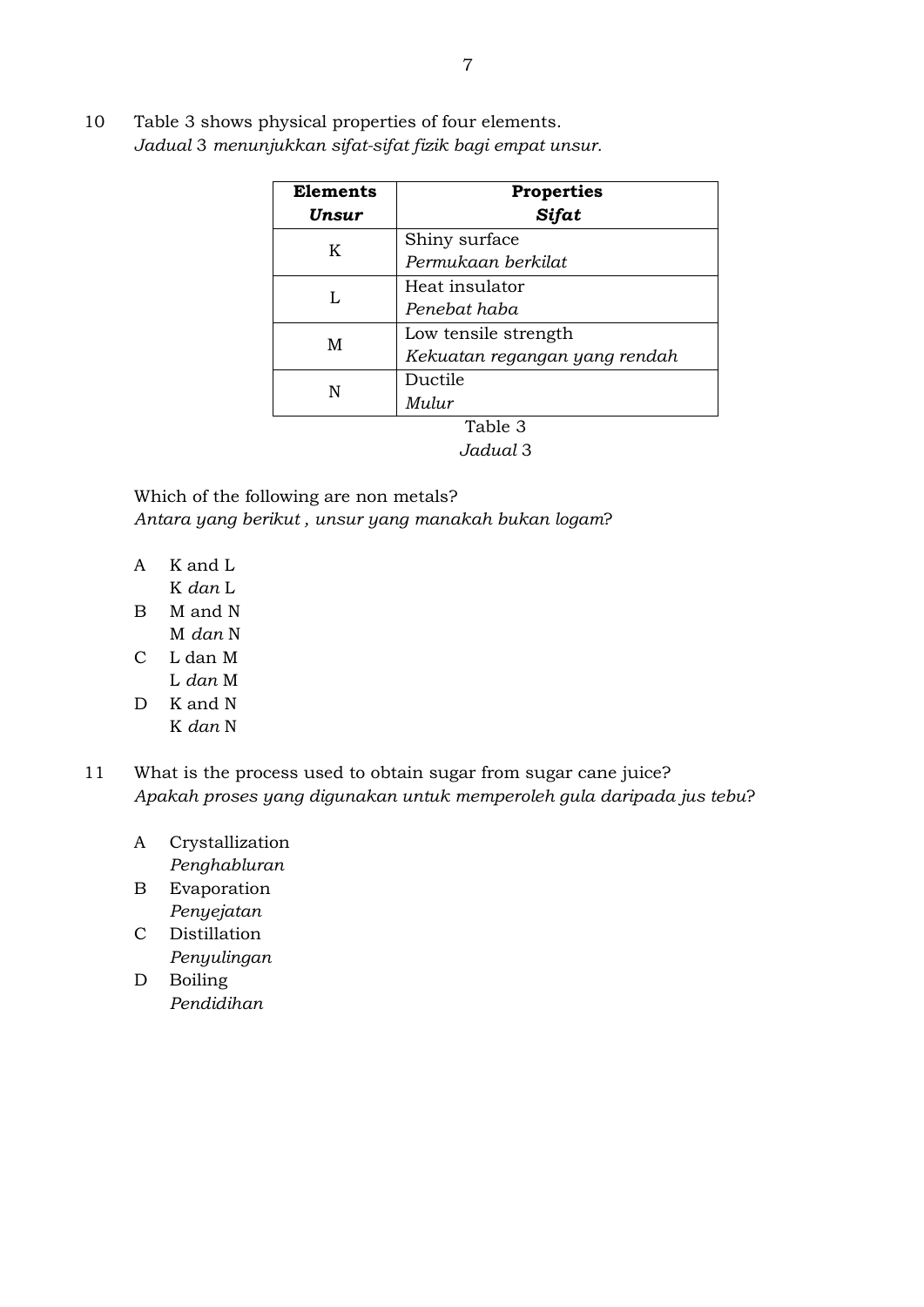10 Table 3 shows physical properties of four elements.
*Jadual 3 menunjukkan sifat-sifat fizik bagi empat unsur.*

| **Elements** <br> ***Unsur*** | **Properties** <br> ***Sifat*** |
|---|---|
| K | Shiny surface <br> *Permukaan berkilat* |
| L | Heat insulator <br> *Penebat haba* |
| M | Low tensile strength <br> *Kekuatan regangan yang rendah* |
| N | Ductile <br> *Mulur* |

Table 3
*Jadual 3*

Which of the following are non metals?
*Antara yang berikut , unsur yang manakah bukan logam?*

A K and L
K *dan* L

B M and N
M *dan* N

C L dan M
L *dan* M

D K and N
K *dan* N

11 What is the process used to obtain sugar from sugar cane juice?
*Apakah proses yang digunakan untuk memperoleh gula daripada jus tebu?*

A Crystallization
*Penghabluran*

B Evaporation
*Penyejatan*

C Distillation
*Penyulingan*

D Boiling
*Pendidihan*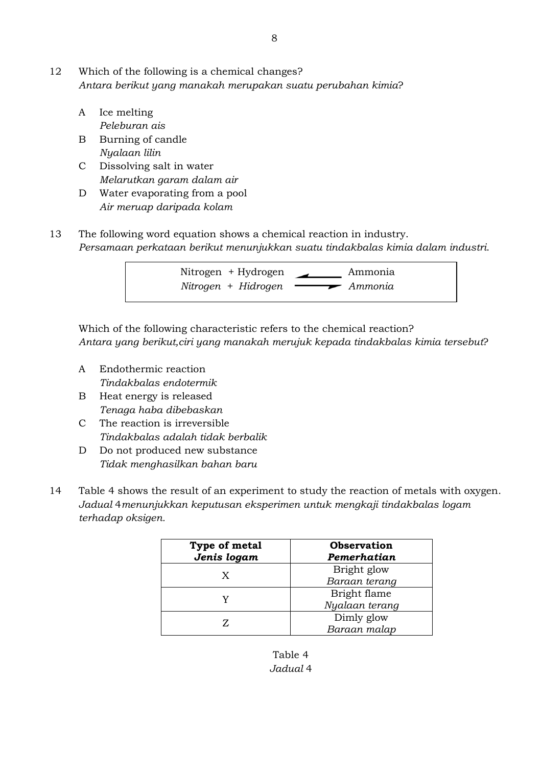12 Which of the following is a chemical changes?
*Antara berikut yang manakah merupakan suatu perubahan kimia?*

A Ice melting
*Peleburan ais*

B Burning of candle
*Nyalaan lilin*

C Dissolving salt in water
*Melarutkan garam dalam air*

D Water evaporating from a pool
*Air meruap daripada kolam*

13 The following word equation shows a chemical reaction in industry.
*Persamaan perkataan berikut menunjukkan suatu tindakbalas kimia dalam industri.*

| Nitrogen + Hydrogen ⇌ Ammonia<br>*Nitrogen + Hidrogen ⇌ Ammonia* |
|---|

Which of the following characteristic refers to the chemical reaction?
*Antara yang berikut,ciri yang manakah merujuk kepada tindakbalas kimia tersebut?*

A Endothermic reaction
*Tindakbalas endotermik*

B Heat energy is released
*Tenaga haba dibebaskan*

C The reaction is irreversible
*Tindakbalas adalah tidak berbalik*

D Do not produced new substance
*Tidak menghasilkan bahan baru*

14 Table 4 shows the result of an experiment to study the reaction of metals with oxygen.
*Jadual 4 menunjukkan keputusan eksperimen untuk mengkaji tindakbalas logam terhadap oksigen.*

| **Type of metal**<br>***Jenis logam*** | **Observation**<br>***Pemerhatian*** |
|---|---|
| X | Bright glow<br>*Baraan terang* |
| Y | Bright flame<br>*Nyalaan terang* |
| Z | Dimly glow<br>*Baraan malap* |

Table 4
*Jadual 4*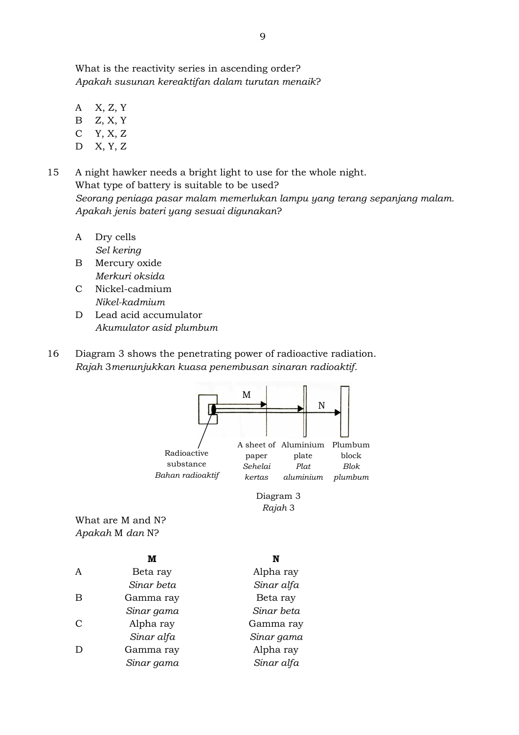What is the reactivity series in ascending order?
*Apakah susunan kereaktifan dalam turutan menaik*?

A X, Z, Y
B Z, X, Y
C Y, X, Z
D X, Y, Z

15 A night hawker needs a bright light to use for the whole night.
What type of battery is suitable to be used?
*Seorang peniaga pasar malam memerlukan lampu yang terang sepanjang malam.*
*Apakah jenis bateri yang sesuai digunakan*?

A Dry cells
*Sel kering*
B Mercury oxide
*Merkuri oksida*
C Nickel-cadmium
*Nikel-kadmium*
D Lead acid accumulator
*Akumulator asid plumbum*

16 Diagram 3 shows the penetrating power of radioactive radiation.
*Rajah* 3 *menunjukkan kuasa penembusan sinaran radioaktif.*

M
N
Radioactive substance
*Bahan radioaktif*
A sheet of paper
*Sehelai kertas*
Aluminium plate
*Plat aluminium*
Plumbum block
*Blok plumbum*

Diagram 3
*Rajah* 3

What are M and N?
*Apakah* M *dan* N?

| | **M** | **N** |
|---|---|---|
| A | Beta ray<br>*Sinar beta* | Alpha ray<br>*Sinar alfa* |
| B | Gamma ray<br>*Sinar gama* | Beta ray<br>*Sinar beta* |
| C | Alpha ray<br>*Sinar alfa* | Gamma ray<br>*Sinar gama* |
| D | Gamma ray<br>*Sinar gama* | Alpha ray<br>*Sinar alfa* |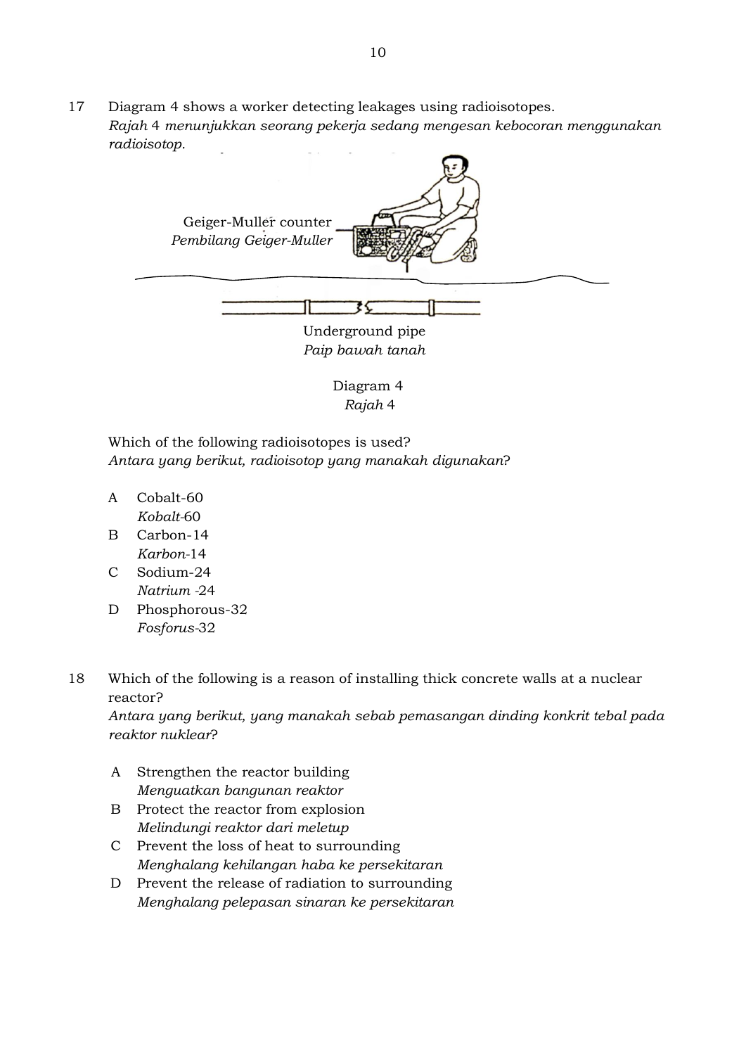17 Diagram 4 shows a worker detecting leakages using radioisotopes.
*Rajah* 4 *menunjukkan seorang pekerja sedang mengesan kebocoran menggunakan radioisotop.*

Geiger-Muller counter
*Pembilang Geiger-Muller*

Underground pipe
*Paip bawah tanah*

Diagram 4
*Rajah* 4

Which of the following radioisotopes is used?
*Antara yang berikut, radioisotop yang manakah digunakan*?

A Cobalt-60
*Kobalt*-60

B Carbon-14
*Karbon*-14

C Sodium-24
*Natrium* -24

D Phosphorous-32
*Fosforus*-32

18 Which of the following is a reason of installing thick concrete walls at a nuclear reactor?
*Antara yang berikut, yang manakah sebab pemasangan dinding konkrit tebal pada reaktor nuklear*?

A Strengthen the reactor building
*Menguatkan bangunan reaktor*

B Protect the reactor from explosion
*Melindungi reaktor dari meletup*

C Prevent the loss of heat to surrounding
*Menghalang kehilangan haba ke persekitaran*

D Prevent the release of radiation to surrounding
*Menghalang pelepasan sinaran ke persekitaran*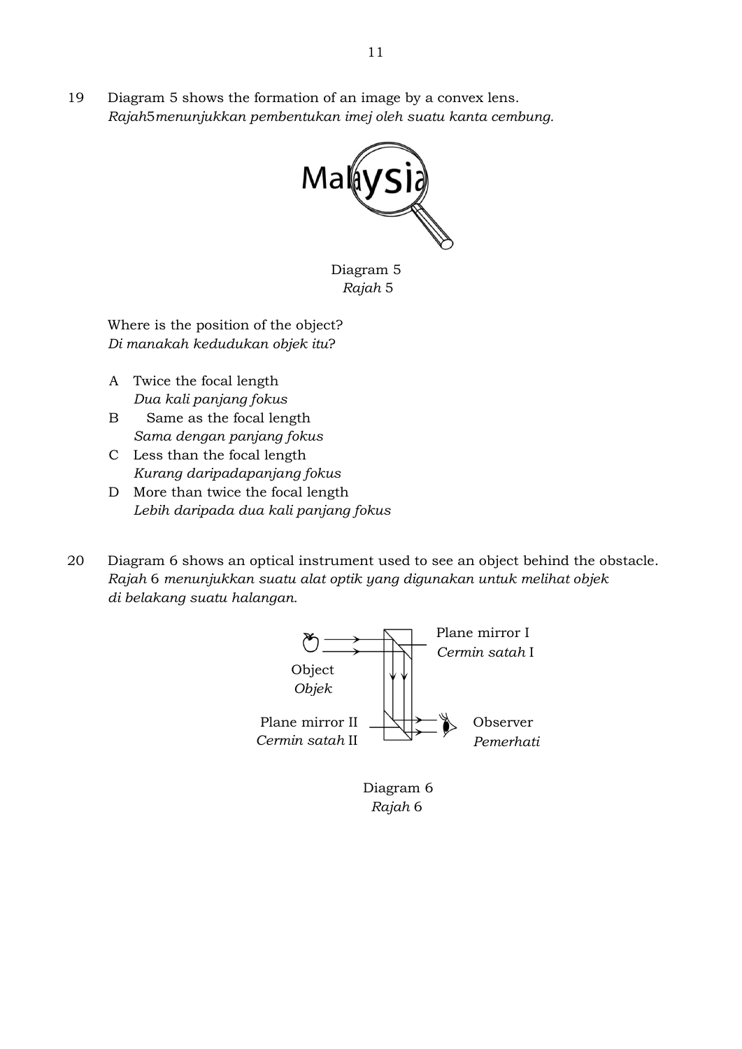19 Diagram 5 shows the formation of an image by a convex lens.
*Rajah*5*menunjukkan pembentukan imej oleh suatu kanta cembung.*

Diagram 5
*Rajah* 5

Where is the position of the object?
*Di manakah kedudukan objek itu?*

A Twice the focal length
*Dua kali panjang fokus*

B Same as the focal length
*Sama dengan panjang fokus*

C Less than the focal length
*Kurang daripadapanjang fokus*

D More than twice the focal length
*Lebih daripada dua kali panjang fokus*

20 Diagram 6 shows an optical instrument used to see an object behind the obstacle.
*Rajah* 6 *menunjukkan suatu alat optik yang digunakan untuk melihat objek di belakang suatu halangan.*

Diagram 6
*Rajah* 6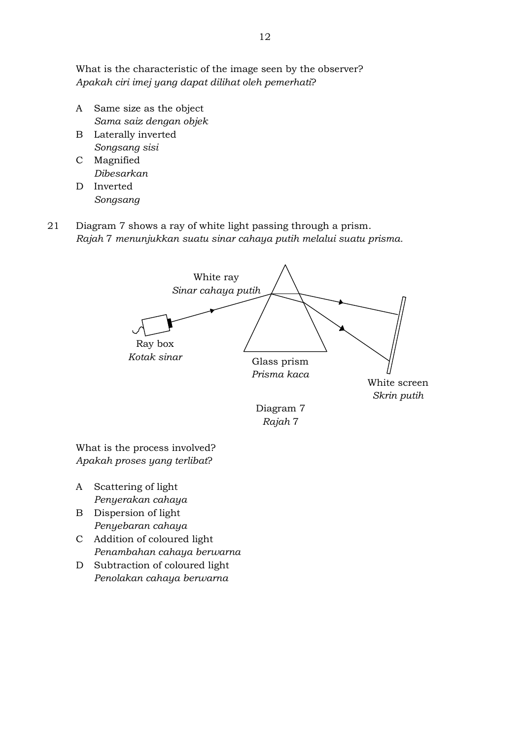What is the characteristic of the image seen by the observer?
*Apakah ciri imej yang dapat dilihat oleh pemerhati?*

A Same size as the object
*Sama saiz dengan objek*

B Laterally inverted
*Songsang sisi*

C Magnified
*Dibesarkan*

D Inverted
*Songsang*

21 Diagram 7 shows a ray of white light passing through a prism.
*Rajah 7 menunjukkan suatu sinar cahaya putih melalui suatu prisma.*

White ray
*Sinar cahaya putih*

Ray box
*Kotak sinar*

Glass prism
*Prisma kaca*

White screen
*Skrin putih*

Diagram 7
*Rajah 7*

What is the process involved?
*Apakah proses yang terlibat?*

A Scattering of light
*Penyerakan cahaya*

B Dispersion of light
*Penyebaran cahaya*

C Addition of coloured light
*Penambahan cahaya berwarna*

D Subtraction of coloured light
*Penolakan cahaya berwarna*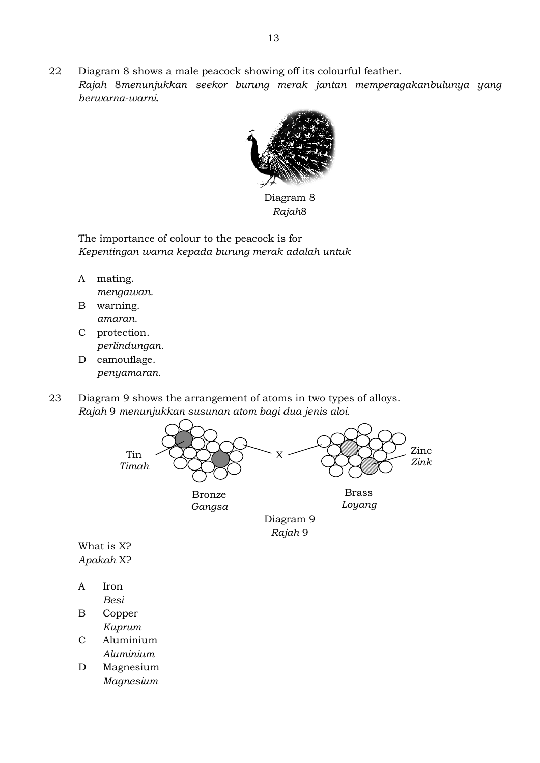22 Diagram 8 shows a male peacock showing off its colourful feather.
*Rajah 8menunjukkan seekor burung merak jantan memperagakanbulunya yang berwarna-warni.*

Diagram 8
*Rajah8*

The importance of colour to the peacock is for
*Kepentingan warna kepada burung merak adalah untuk*

A mating.
*mengawan.*

B warning.
*amaran.*

C protection.
*perlindungan.*

D camouflage.
*penyamaran.*

23 Diagram 9 shows the arrangement of atoms in two types of alloys.
*Rajah 9 menunjukkan susunan atom bagi dua jenis aloi.*

Tin
*Timah*

X

Zinc
*Zink*

Bronze
*Gangsa*

Brass
*Loyang*

Diagram 9
*Rajah 9*

What is X?
*Apakah X?*

A Iron
*Besi*

B Copper
*Kuprum*

C Aluminium
*Aluminium*

D Magnesium
*Magnesium*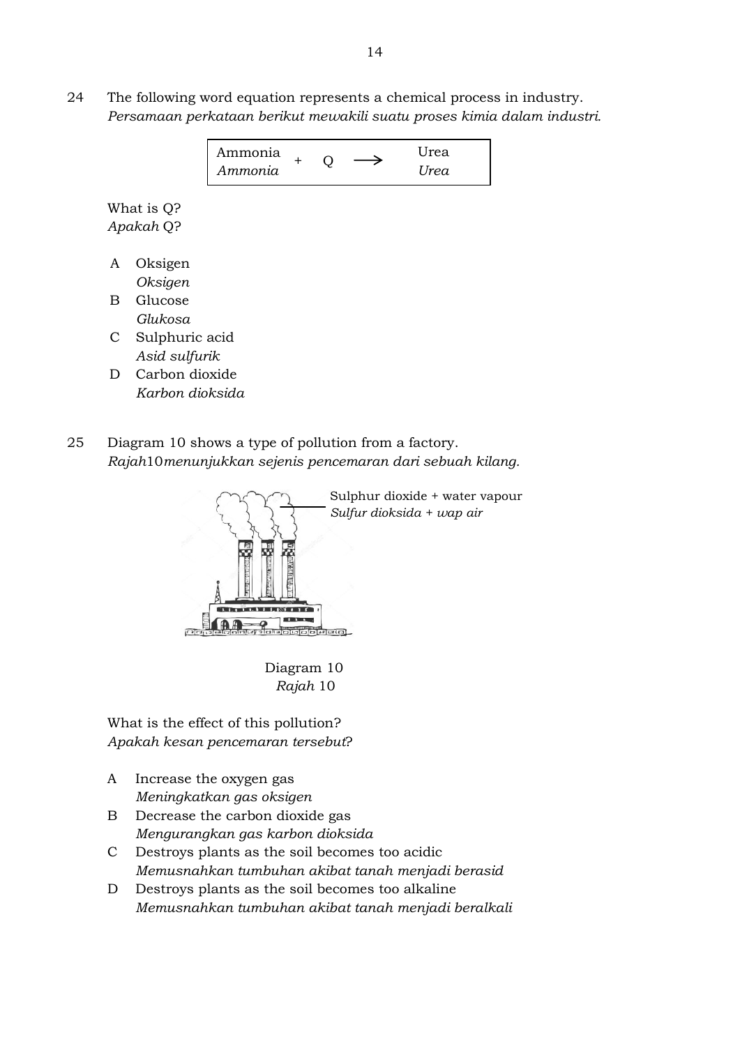24 The following word equation represents a chemical process in industry.
*Persamaan perkataan berikut mewakili suatu proses kimia dalam industri.*

| Ammonia *Ammonia* + Q ⟶ Urea *Urea* |
|---|

What is Q?
*Apakah* Q?

A Oksigen
*Oksigen*

B Glucose
*Glukosa*

C Sulphuric acid
*Asid sulfurik*

D Carbon dioxide
*Karbon dioksida*

25 Diagram 10 shows a type of pollution from a factory.
*Rajah*10*menunjukkan sejenis pencemaran dari sebuah kilang.*

Sulphur dioxide + water vapour
*Sulfur dioksida + wap air*

Diagram 10
*Rajah* 10

What is the effect of this pollution?
*Apakah kesan pencemaran tersebut?*

A Increase the oxygen gas
*Meningkatkan gas oksigen*

B Decrease the carbon dioxide gas
*Mengurangkan gas karbon dioksida*

C Destroys plants as the soil becomes too acidic
*Memusnahkan tumbuhan akibat tanah menjadi berasid*

D Destroys plants as the soil becomes too alkaline
*Memusnahkan tumbuhan akibat tanah menjadi beralkali*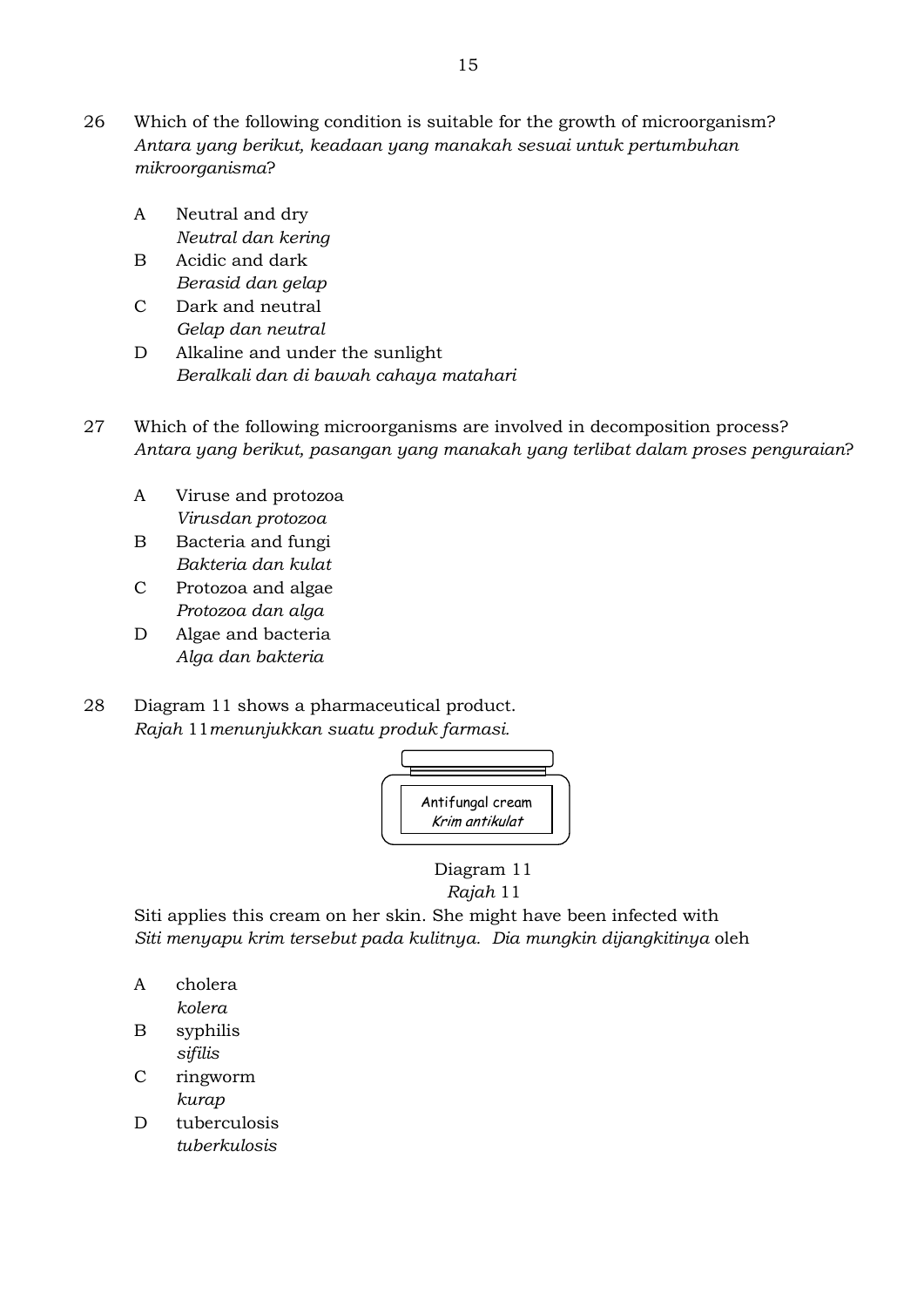26 Which of the following condition is suitable for the growth of microorganism?
*Antara yang berikut, keadaan yang manakah sesuai untuk pertumbuhan mikroorganisma*?

A Neutral and dry
*Neutral dan kering*

B Acidic and dark
*Berasid dan gelap*

C Dark and neutral
*Gelap dan neutral*

D Alkaline and under the sunlight
*Beralkali dan di bawah cahaya matahari*

27 Which of the following microorganisms are involved in decomposition process?
*Antara yang berikut, pasangan yang manakah yang terlibat dalam proses penguraian*?

A Viruse and protozoa
*Virusdan protozoa*

B Bacteria and fungi
*Bakteria dan kulat*

C Protozoa and algae
*Protozoa dan alga*

D Algae and bacteria
*Alga dan bakteria*

28 Diagram 11 shows a pharmaceutical product.
*Rajah* 11*menunjukkan suatu produk farmasi.*

Antifungal cream
*Krim antikulat*

Diagram 11
*Rajah* 11

Siti applies this cream on her skin. She might have been infected with
*Siti menyapu krim tersebut pada kulitnya. Dia mungkin dijangkitinya* oleh

A cholera
*kolera*

B syphilis
*sifilis*

C ringworm
*kurap*

D tuberculosis
*tuberkulosis*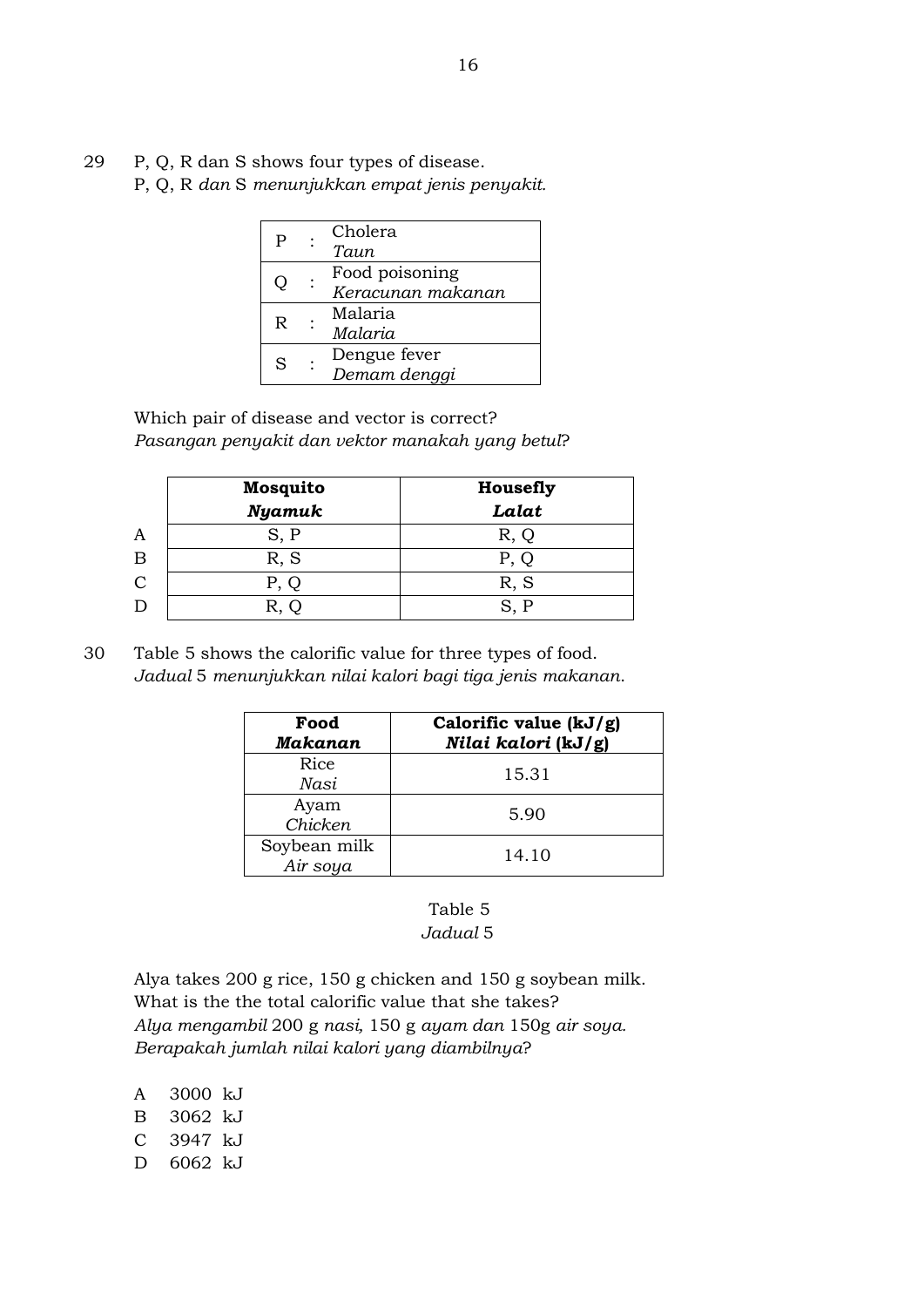29 P, Q, R dan S shows four types of disease.
P, Q, R *dan* S *menunjukkan empat jenis penyakit.*

| | | |
|---|---|---|
| P | : | Cholera<br>*Taun* |
| Q | : | Food poisoning<br>*Keracunan makanan* |
| R | : | Malaria<br>*Malaria* |
| S | : | Dengue fever<br>*Demam denggi* |

Which pair of disease and vector is correct?
*Pasangan penyakit dan vektor manakah yang betul?*

| | **Mosquito**<br>***Nyamuk*** | **Housefly**<br>***Lalat*** |
|---|---|---|
| A | S, P | R, Q |
| B | R, S | P, Q |
| C | P, Q | R, S |
| D | R, Q | S, P |

30 Table 5 shows the calorific value for three types of food.
*Jadual* 5 *menunjukkan nilai kalori bagi tiga jenis makanan.*

| **Food**<br>***Makanan*** | **Calorific value (kJ/g)**<br>***Nilai kalori* (kJ/g)** |
|---|---|
| Rice<br>*Nasi* | 15.31 |
| Ayam<br>*Chicken* | 5.90 |
| Soybean milk<br>*Air soya* | 14.10 |

Table 5
*Jadual* 5

Alya takes 200 g rice, 150 g chicken and 150 g soybean milk.
What is the the total calorific value that she takes?
*Alya mengambil* 200 g *nasi,* 150 g *ayam dan* 150g *air soya.*
*Berapakah jumlah nilai kalori yang diambilnya?*

A 3000 kJ
B 3062 kJ
C 3947 kJ
D 6062 kJ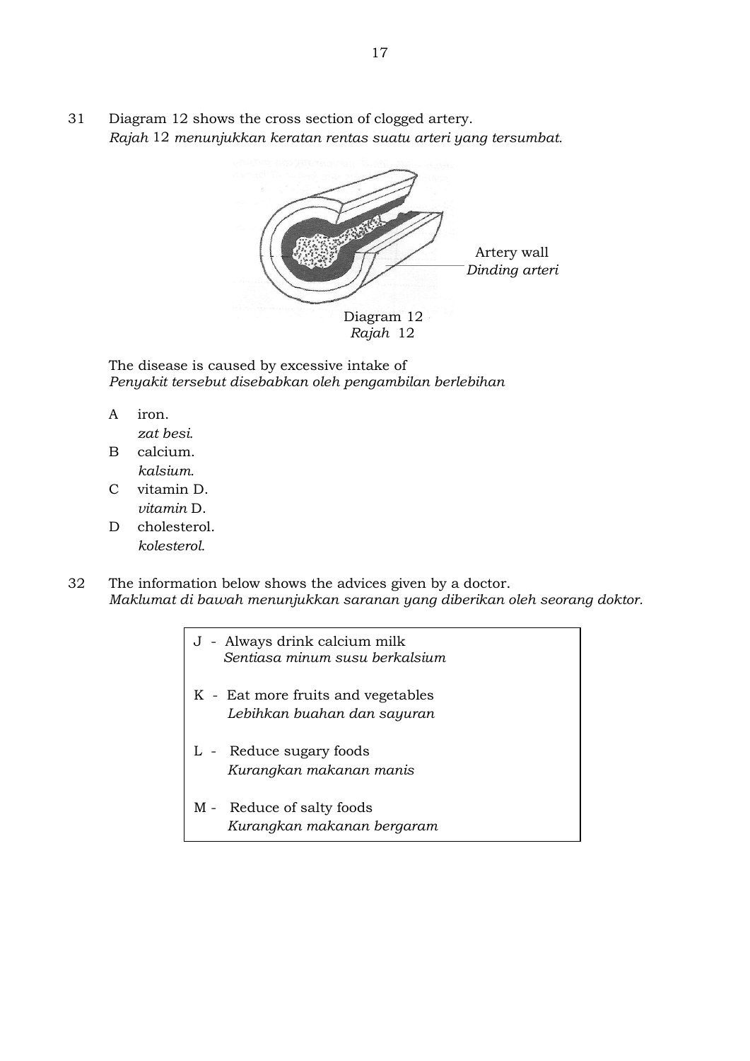31 Diagram 12 shows the cross section of clogged artery.
*Rajah 12 menunjukkan keratan rentas suatu arteri yang tersumbat.*

Artery wall
*Dinding arteri*

Diagram 12
*Rajah 12*

The disease is caused by excessive intake of
*Penyakit tersebut disebabkan oleh pengambilan berlebihan*

A iron.
*zat besi.*

B calcium.
*kalsium.*

C vitamin D.
*vitamin D.*

D cholesterol.
*kolesterol.*

32 The information below shows the advices given by a doctor.
*Maklumat di bawah menunjukkan saranan yang diberikan oleh seorang doktor.*

J - Always drink calcium milk
*Sentiasa minum susu berkalsium*

K - Eat more fruits and vegetables
*Lebihkan buahan dan sayuran*

L - Reduce sugary foods
*Kurangkan makanan manis*

M - Reduce of salty foods
*Kurangkan makanan bergaram*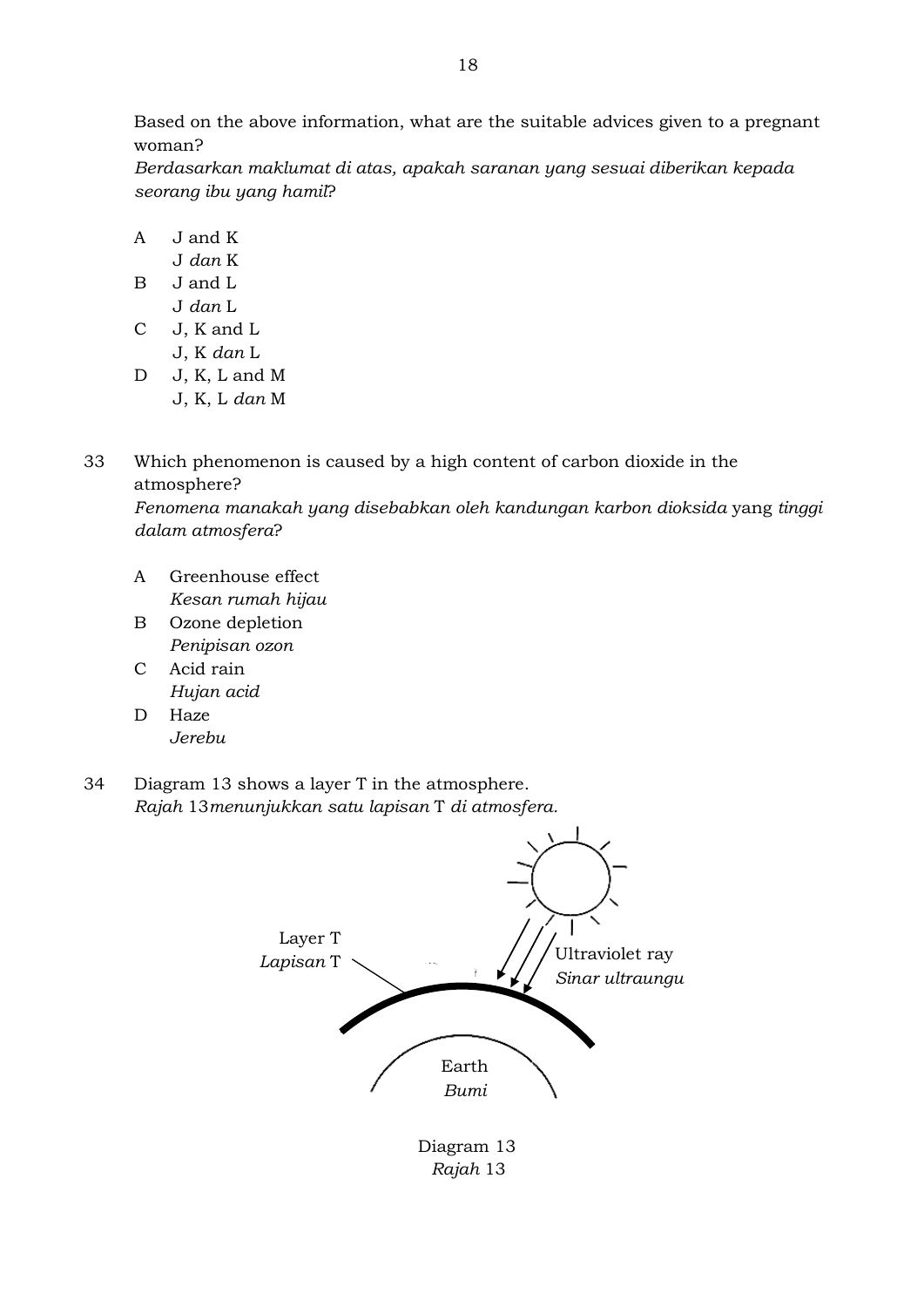Based on the above information, what are the suitable advices given to a pregnant woman?
*Berdasarkan maklumat di atas, apakah saranan yang sesuai diberikan kepada seorang ibu yang hamil?*

A J and K
J *dan* K

B J and L
J *dan* L

C J, K and L
J, K *dan* L

D J, K, L and M
J, K, L *dan* M

33 Which phenomenon is caused by a high content of carbon dioxide in the atmosphere?
*Fenomena manakah yang disebabkan oleh kandungan karbon dioksida* yang *tinggi dalam atmosfera?*

A Greenhouse effect
*Kesan rumah hijau*

B Ozone depletion
*Penipisan ozon*

C Acid rain
*Hujan acid*

D Haze
*Jerebu*

34 Diagram 13 shows a layer T in the atmosphere.
*Rajah* 13 *menunjukkan satu lapisan* T *di atmosfera.*

Layer T
*Lapisan* T

Ultraviolet ray
*Sinar ultraungu*

Earth
*Bumi*

Diagram 13
*Rajah* 13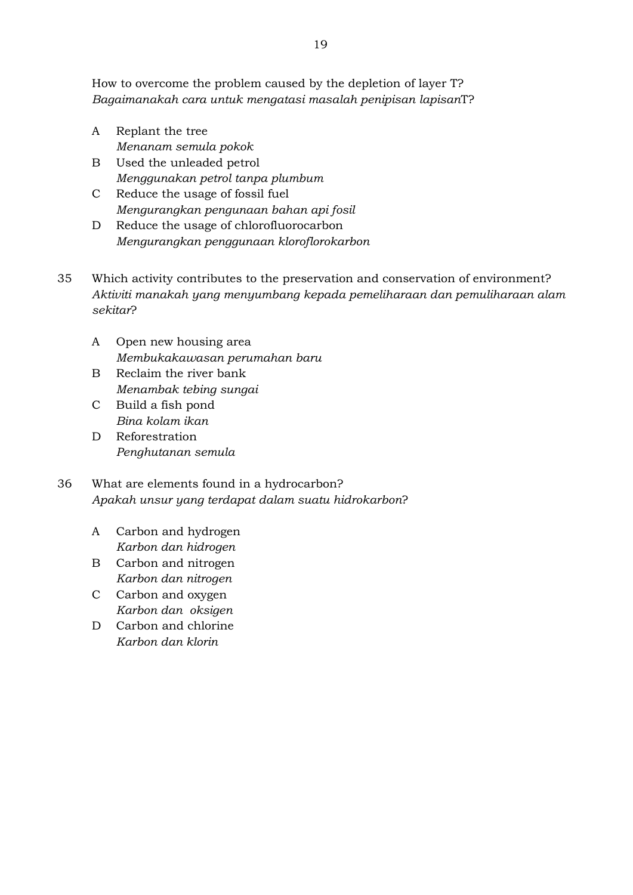How to overcome the problem caused by the depletion of layer T?
*Bagaimanakah cara untuk mengatasi masalah penipisan lapisan*T?

A Replant the tree
*Menanam semula pokok*

B Used the unleaded petrol
*Menggunakan petrol tanpa plumbum*

C Reduce the usage of fossil fuel
*Mengurangkan pengunaan bahan api fosil*

D Reduce the usage of chlorofluorocarbon
*Mengurangkan penggunaan kloroflorokarbon*

35 Which activity contributes to the preservation and conservation of environment?
*Aktiviti manakah yang menyumbang kepada pemeliharaan dan pemuliharaan alam sekitar*?

A Open new housing area
*Membukakawasan perumahan baru*

B Reclaim the river bank
*Menambak tebing sungai*

C Build a fish pond
*Bina kolam ikan*

D Reforestration
*Penghutanan semula*

36 What are elements found in a hydrocarbon?
*Apakah unsur yang terdapat dalam suatu hidrokarbon*?

A Carbon and hydrogen
*Karbon dan hidrogen*

B Carbon and nitrogen
*Karbon dan nitrogen*

C Carbon and oxygen
*Karbon dan oksigen*

D Carbon and chlorine
*Karbon dan klorin*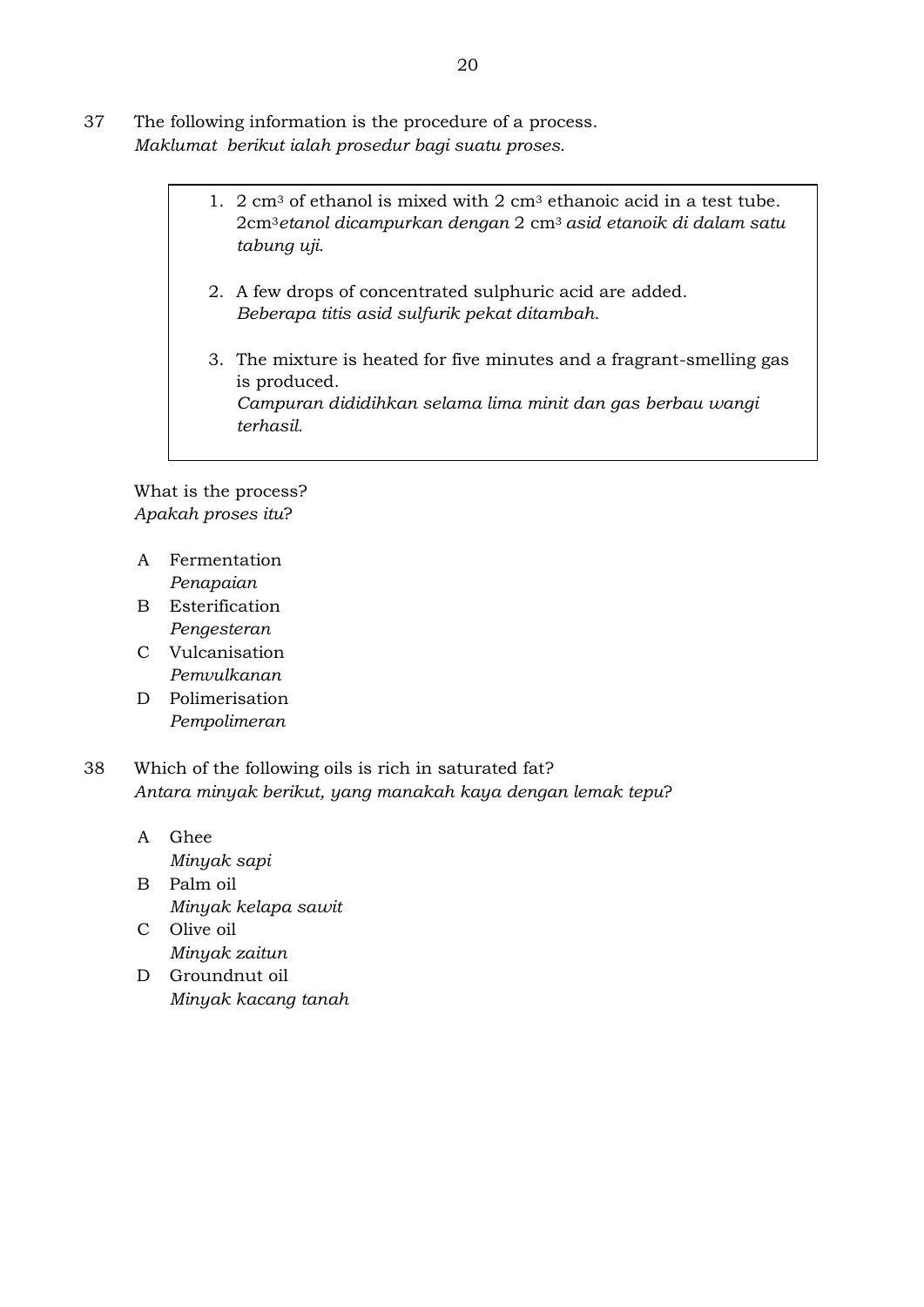37 The following information is the procedure of a process.
*Maklumat berikut ialah prosedur bagi suatu proses.*

> 1. 2 $cm^3$ of ethanol is mixed with 2 $cm^3$ ethanoic acid in a test tube.
>    2$cm^3$*etanol dicampurkan dengan* 2 $cm^3$ *asid etanoik di dalam satu tabung uji.*
>
> 2. A few drops of concentrated sulphuric acid are added.
>    *Beberapa titis asid sulfurik pekat ditambah.*
>
> 3. The mixture is heated for five minutes and a fragrant-smelling gas is produced.
>    *Campuran dididihkan selama lima minit dan gas berbau wangi terhasil.*

What is the process?
*Apakah proses itu?*

A Fermentation
*Penapaian*

B Esterification
*Pengesteran*

C Vulcanisation
*Pemvulkanan*

D Polimerisation
*Pempolimeran*

38 Which of the following oils is rich in saturated fat?
*Antara minyak berikut, yang manakah kaya dengan lemak tepu?*

A Ghee
*Minyak sapi*

B Palm oil
*Minyak kelapa sawit*

C Olive oil
*Minyak zaitun*

D Groundnut oil
*Minyak kacang tanah*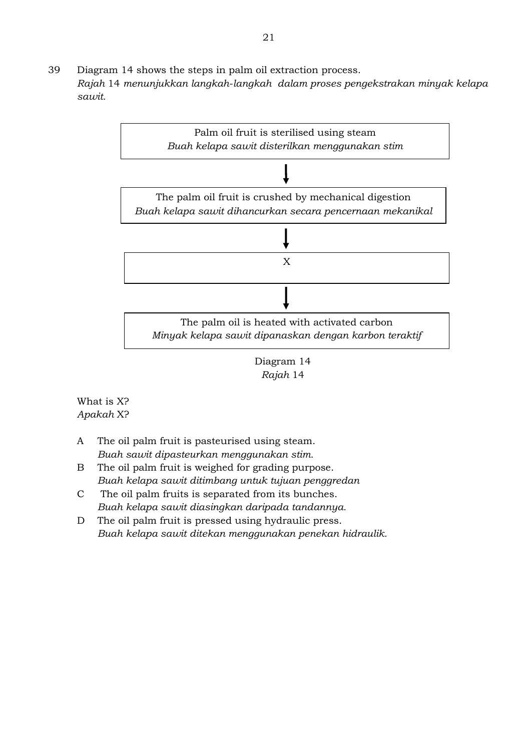39 Diagram 14 shows the steps in palm oil extraction process.
*Rajah* 14 *menunjukkan langkah-langkah dalam proses pengekstrakan minyak kelapa sawit.*

| Palm oil fruit is sterilised using steam<br>*Buah kelapa sawit disterilkan menggunakan stim* |
|---|

↓

| The palm oil fruit is crushed by mechanical digestion<br>*Buah kelapa sawit dihancurkan secara pencernaan mekanikal* |
|---|

↓

| X |
|---|

↓

| The palm oil is heated with activated carbon<br>*Minyak kelapa sawit dipanaskan dengan karbon teraktif* |
|---|

Diagram 14
*Rajah* 14

What is X?
*Apakah* X?

A The oil palm fruit is pasteurised using steam.
*Buah sawit dipasteurkan menggunakan stim.*

B The oil palm fruit is weighed for grading purpose.
*Buah kelapa sawit ditimbang untuk tujuan penggredan*

C The oil palm fruits is separated from its bunches.
*Buah kelapa sawit diasingkan daripada tandannya.*

D The oil palm fruit is pressed using hydraulic press.
*Buah kelapa sawit ditekan menggunakan penekan hidraulik.*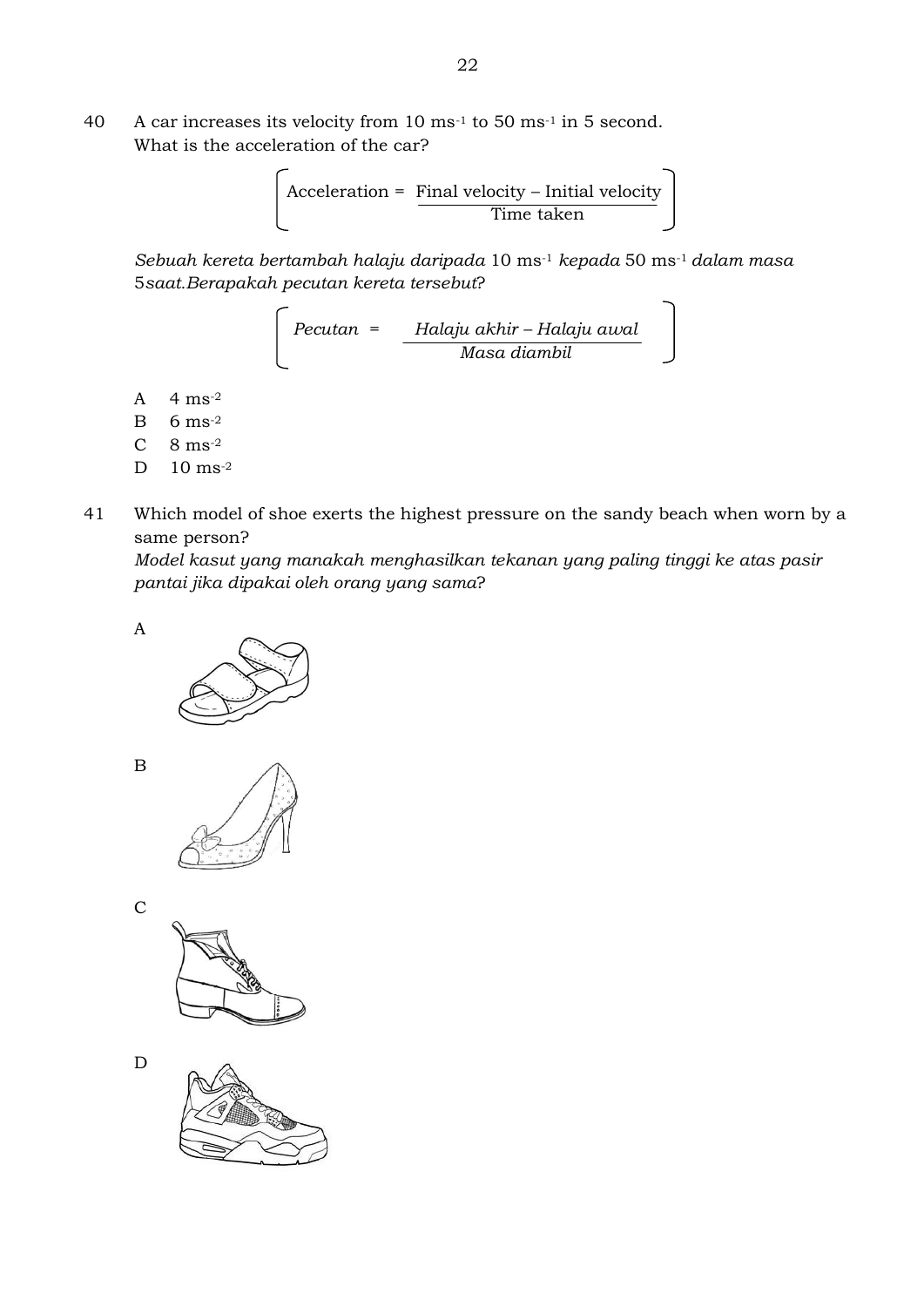40 A car increases its velocity from 10 $ms^{-1}$ to 50 $ms^{-1}$ in 5 second.
What is the acceleration of the car?

$$\text{Acceleration} = \frac{\text{Final velocity} - \text{Initial velocity}}{\text{Time taken}}$$

*Sebuah kereta bertambah halaju daripada* 10 $ms^{-1}$ *kepada* 50 $ms^{-1}$ *dalam masa* 5*saat.Berapakah pecutan kereta tersebut*?

$$\textit{Pecutan} = \frac{\textit{Halaju akhir} - \textit{Halaju awal}}{\textit{Masa diambil}}$$

A 4 $ms^{-2}$

B 6 $ms^{-2}$

C 8 $ms^{-2}$

D 10 $ms^{-2}$

41 Which model of shoe exerts the highest pressure on the sandy beach when worn by a same person?
*Model kasut yang manakah menghasilkan tekanan yang paling tinggi ke atas pasir pantai jika dipakai oleh orang yang sama*?

A

B

C

D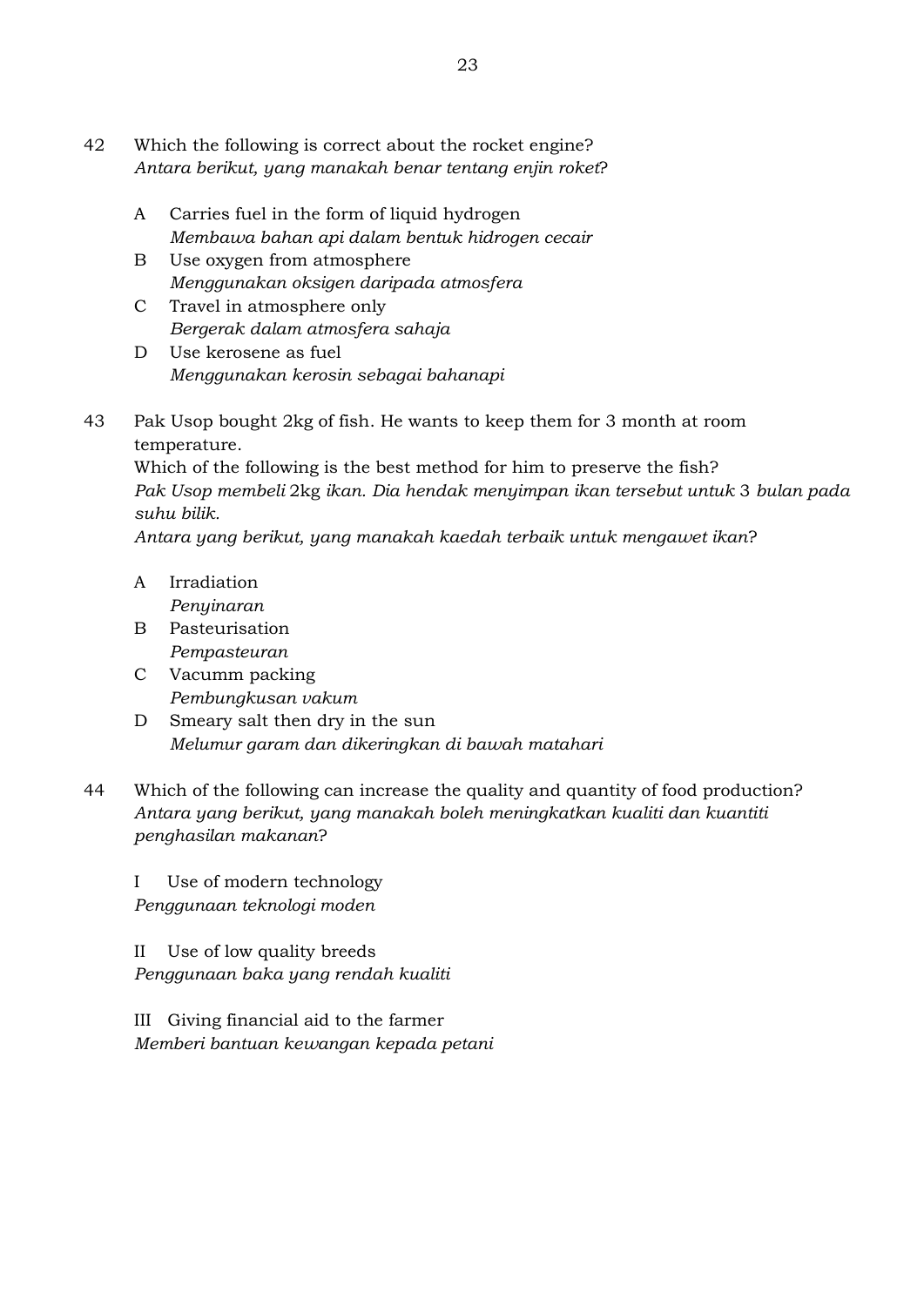42 Which the following is correct about the rocket engine?
*Antara berikut, yang manakah benar tentang enjin roket?*

A Carries fuel in the form of liquid hydrogen
*Membawa bahan api dalam bentuk hidrogen cecair*

B Use oxygen from atmosphere
*Menggunakan oksigen daripada atmosfera*

C Travel in atmosphere only
*Bergerak dalam atmosfera sahaja*

D Use kerosene as fuel
*Menggunakan kerosin sebagai bahanapi*

43 Pak Usop bought 2kg of fish. He wants to keep them for 3 month at room temperature.
Which of the following is the best method for him to preserve the fish?
*Pak Usop membeli* 2kg *ikan. Dia hendak menyimpan ikan tersebut untuk* 3 *bulan pada suhu bilik.*
*Antara yang berikut, yang manakah kaedah terbaik untuk mengawet ikan?*

A Irradiation
*Penyinaran*

B Pasteurisation
*Pempasteuran*

C Vacumm packing
*Pembungkusan vakum*

D Smeary salt then dry in the sun
*Melumur garam dan dikeringkan di bawah matahari*

44 Which of the following can increase the quality and quantity of food production?
*Antara yang berikut, yang manakah boleh meningkatkan kualiti dan kuantiti penghasilan makanan?*

I Use of modern technology
*Penggunaan teknologi moden*

II Use of low quality breeds
*Penggunaan baka yang rendah kualiti*

III Giving financial aid to the farmer
*Memberi bantuan kewangan kepada petani*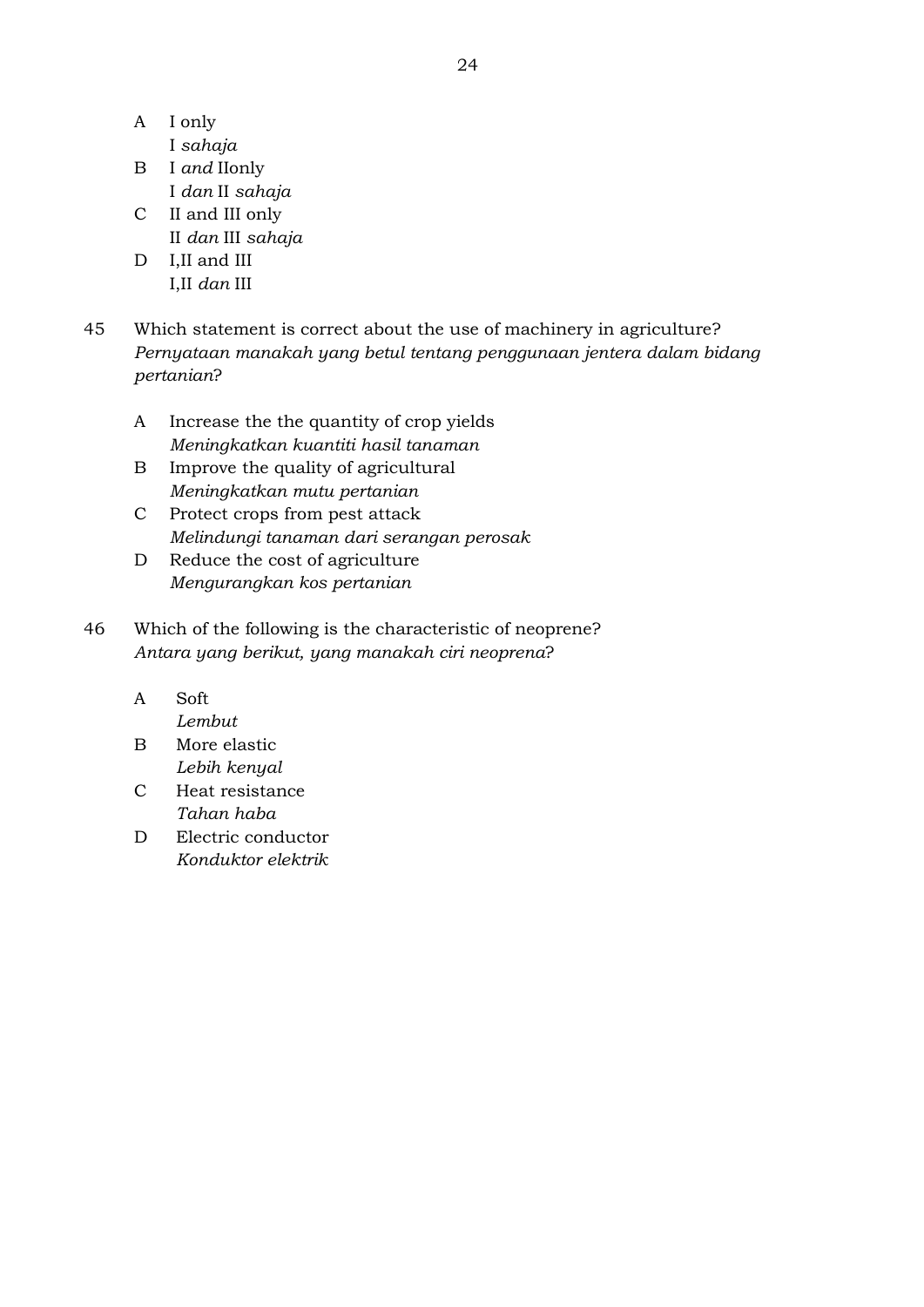A I only
I *sahaja*

B I *and* IIonly
I *dan* II *sahaja*

C II and III only
II *dan* III *sahaja*

D I,II and III
I,II *dan* III

45 Which statement is correct about the use of machinery in agriculture?
*Pernyataan manakah yang betul tentang penggunaan jentera dalam bidang pertanian*?

A Increase the the quantity of crop yields
*Meningkatkan kuantiti hasil tanaman*

B Improve the quality of agricultural
*Meningkatkan mutu pertanian*

C Protect crops from pest attack
*Melindungi tanaman dari serangan perosak*

D Reduce the cost of agriculture
*Mengurangkan kos pertanian*

46 Which of the following is the characteristic of neoprene?
*Antara yang berikut, yang manakah ciri neoprena*?

A Soft
*Lembut*

B More elastic
*Lebih kenyal*

C Heat resistance
*Tahan haba*

D Electric conductor
*Konduktor elektrik*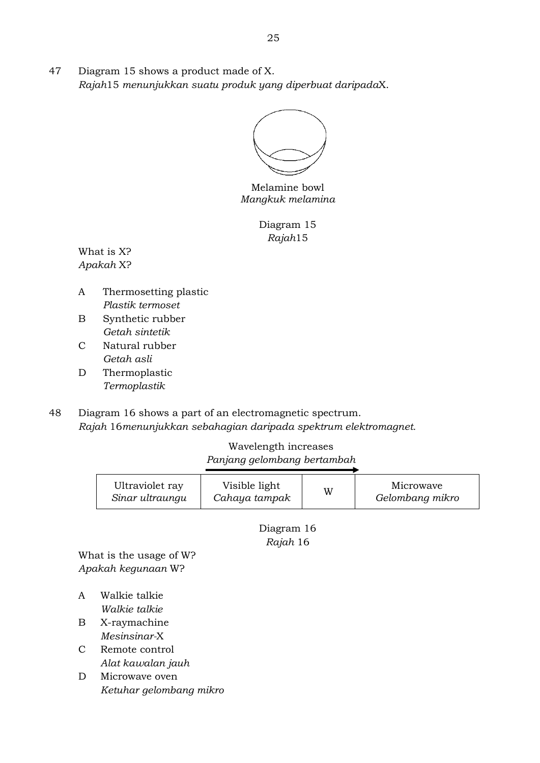47 Diagram 15 shows a product made of X.
*Rajah*15 *menunjukkan suatu produk yang diperbuat daripada*X.

Melamine bowl
*Mangkuk melamina*

Diagram 15
*Rajah*15

What is X?
*Apakah* X?

A Thermosetting plastic
*Plastik termoset*

B Synthetic rubber
*Getah sintetik*

C Natural rubber
*Getah asli*

D Thermoplastic
*Termoplastik*

48 Diagram 16 shows a part of an electromagnetic spectrum.
*Rajah* 16*menunjukkan sebahagian daripada spektrum elektromagnet.*

Wavelength increases →
*Panjang gelombang bertambah*

| Ultraviolet ray *Sinar ultraungu* | Visible light *Cahaya tampak* | W | Microwave *Gelombang mikro* |
|---|---|---|---|

Diagram 16
*Rajah* 16

What is the usage of W?
*Apakah kegunaan* W?

A Walkie talkie
*Walkie talkie*

B X-raymachine
*Mesinsinar*-X

C Remote control
*Alat kawalan jauh*

D Microwave oven
*Ketuhar gelombang mikro*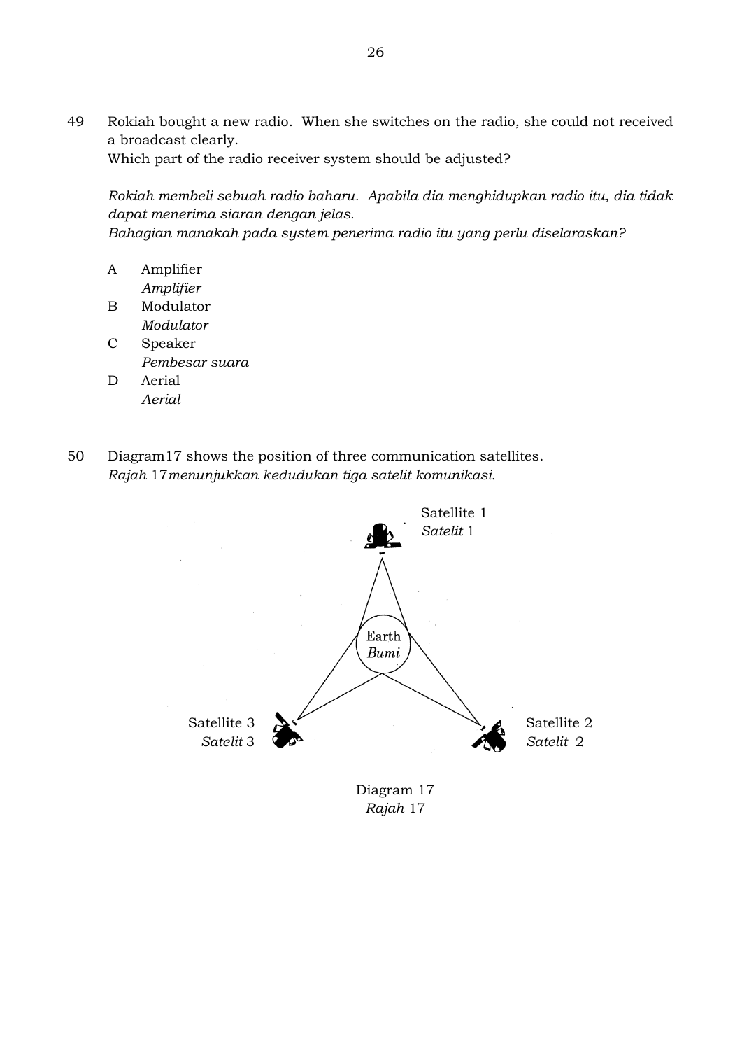49 Rokiah bought a new radio. When she switches on the radio, she could not received a broadcast clearly.
Which part of the radio receiver system should be adjusted?

*Rokiah membeli sebuah radio baharu. Apabila dia menghidupkan radio itu, dia tidak dapat menerima siaran dengan jelas.*
*Bahagian manakah pada system penerima radio itu yang perlu diselaraskan?*

- A Amplifier
  *Amplifier*
- B Modulator
  *Modulator*
- C Speaker
  *Pembesar suara*
- D Aerial
  *Aerial*

50 Diagram17 shows the position of three communication satellites.
*Rajah* 17 *menunjukkan kedudukan tiga satelit komunikasi.*

Satellite 1
*Satelit* 1

Earth
*Bumi*

Satellite 3
*Satelit* 3

Satellite 2
*Satelit* 2

Diagram 17
*Rajah* 17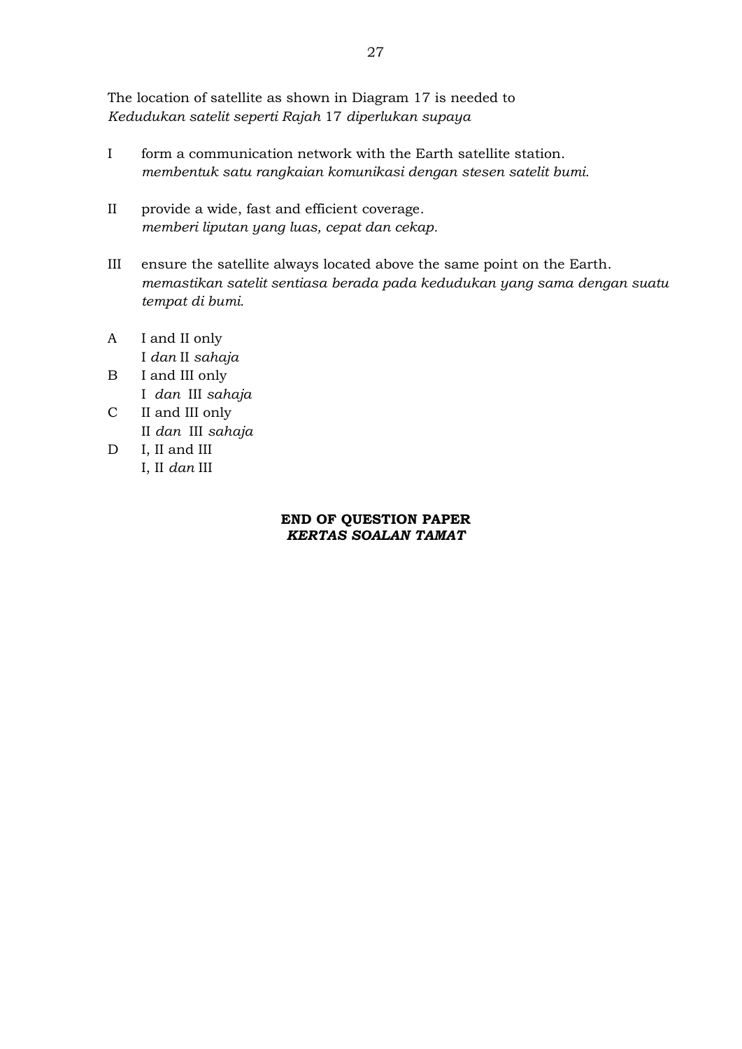The location of satellite as shown in Diagram 17 is needed to
*Kedudukan satelit seperti Rajah 17 diperlukan supaya*

I form a communication network with the Earth satellite station.
*membentuk satu rangkaian komunikasi dengan stesen satelit bumi.*

II provide a wide, fast and efficient coverage.
*memberi liputan yang luas, cepat dan cekap.*

III ensure the satellite always located above the same point on the Earth.
*memastikan satelit sentiasa berada pada kedudukan yang sama dengan suatu tempat di bumi.*

A I and II only
I *dan* II *sahaja*

B I and III only
I *dan* III *sahaja*

C II and III only
II *dan* III *sahaja*

D I, II and III
I, II *dan* III

**END OF QUESTION PAPER**
***KERTAS SOALAN TAMAT***